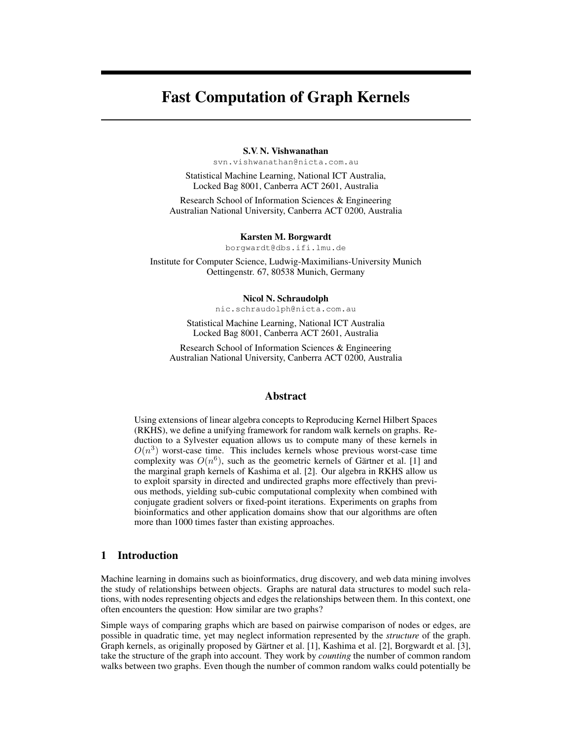# Fast Computation of Graph Kernels

**S.V. N. Vishwanathan**
svn.vishwanathan@nicta.com.au

Statistical Machine Learning, National ICT Australia,
Locked Bag 8001, Canberra ACT 2601, Australia

Research School of Information Sciences & Engineering
Australian National University, Canberra ACT 0200, Australia

**Karsten M. Borgwardt**
borgwardt@dbs.ifi.lmu.de

Institute for Computer Science, Ludwig-Maximilians-University Munich
Oettingenstr. 67, 80538 Munich, Germany

**Nicol N. Schraudolph**
nic.schraudolph@nicta.com.au

Statistical Machine Learning, National ICT Australia
Locked Bag 8001, Canberra ACT 2601, Australia

Research School of Information Sciences & Engineering
Australian National University, Canberra ACT 0200, Australia

## Abstract

Using extensions of linear algebra concepts to Reproducing Kernel Hilbert Spaces (RKHS), we define a unifying framework for random walk kernels on graphs. Reduction to a Sylvester equation allows us to compute many of these kernels in $O(n^3)$ worst-case time. This includes kernels whose previous worst-case time complexity was $O(n^6)$, such as the geometric kernels of Gärtner et al. [1] and the marginal graph kernels of Kashima et al. [2]. Our algebra in RKHS allow us to exploit sparsity in directed and undirected graphs more effectively than previous methods, yielding sub-cubic computational complexity when combined with conjugate gradient solvers or fixed-point iterations. Experiments on graphs from bioinformatics and other application domains show that our algorithms are often more than 1000 times faster than existing approaches.

## 1 Introduction

Machine learning in domains such as bioinformatics, drug discovery, and web data mining involves the study of relationships between objects. Graphs are natural data structures to model such relations, with nodes representing objects and edges the relationships between them. In this context, one often encounters the question: How similar are two graphs?

Simple ways of comparing graphs which are based on pairwise comparison of nodes or edges, are possible in quadratic time, yet may neglect information represented by the *structure* of the graph. Graph kernels, as originally proposed by Gärtner et al. [1], Kashima et al. [2], Borgwardt et al. [3], take the structure of the graph into account. They work by *counting* the number of common random walks between two graphs. Even though the number of common random walks could potentially be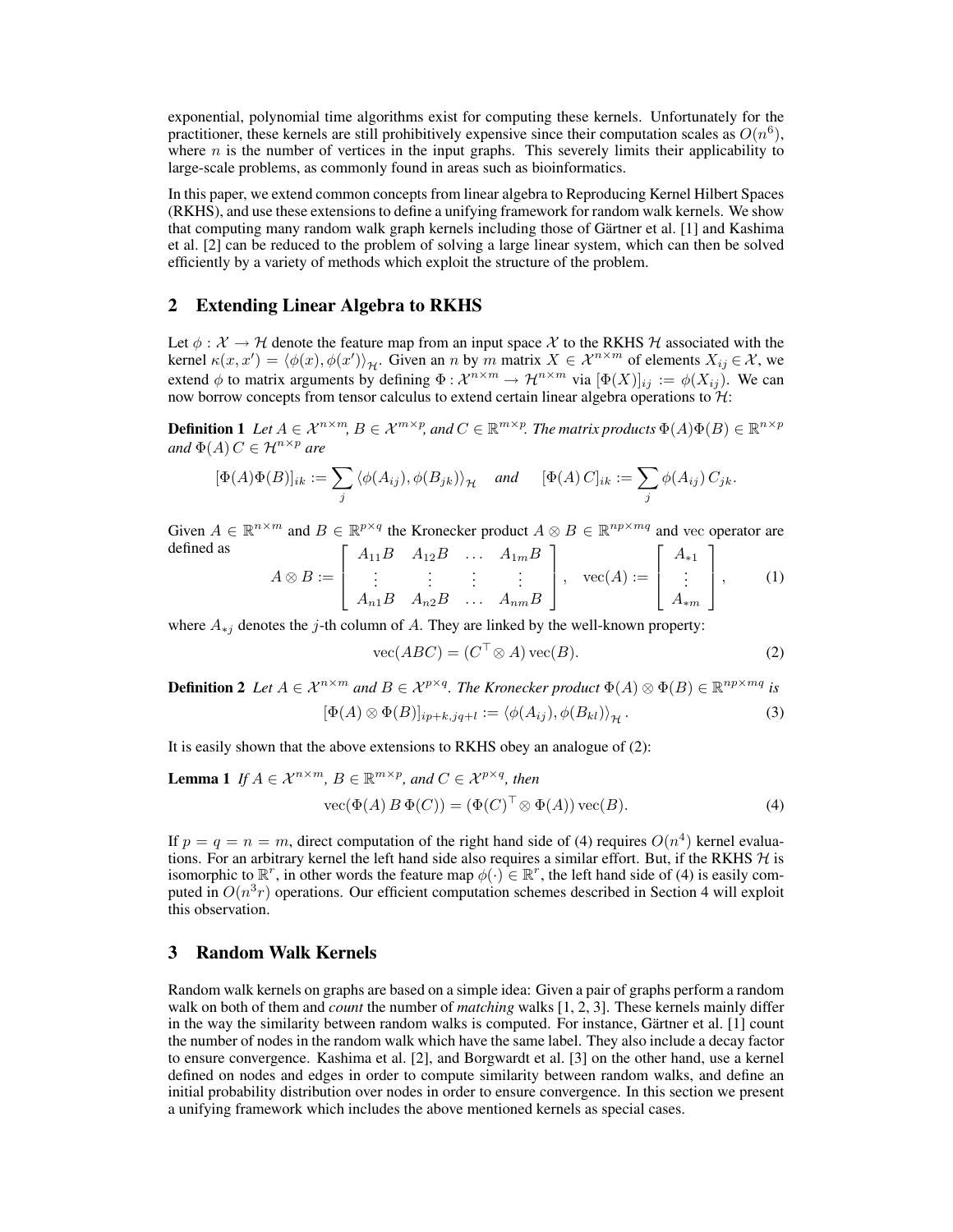exponential, polynomial time algorithms exist for computing these kernels. Unfortunately for the practitioner, these kernels are still prohibitively expensive since their computation scales as $O(n^6)$, where $n$ is the number of vertices in the input graphs. This severely limits their applicability to large-scale problems, as commonly found in areas such as bioinformatics.

In this paper, we extend common concepts from linear algebra to Reproducing Kernel Hilbert Spaces (RKHS), and use these extensions to define a unifying framework for random walk kernels. We show that computing many random walk graph kernels including those of Gärtner et al. [1] and Kashima et al. [2] can be reduced to the problem of solving a large linear system, which can then be solved efficiently by a variety of methods which exploit the structure of the problem.

## 2 Extending Linear Algebra to RKHS

Let $\phi : \mathcal{X} \to \mathcal{H}$ denote the feature map from an input space $\mathcal{X}$ to the RKHS $\mathcal{H}$ associated with the kernel $\kappa(x, x') = \langle \phi(x), \phi(x') \rangle_{\mathcal{H}}$. Given an $n$ by $m$ matrix $X \in \mathcal{X}^{n \times m}$ of elements $X_{ij} \in \mathcal{X}$, we extend $\phi$ to matrix arguments by defining $\Phi : \mathcal{X}^{n \times m} \to \mathcal{H}^{n \times m}$ via $[\Phi(X)]_{ij} := \phi(X_{ij})$. We can now borrow concepts from tensor calculus to extend certain linear algebra operations to $\mathcal{H}$:

**Definition 1** *Let $A \in \mathcal{X}^{n \times m}$, $B \in \mathcal{X}^{m \times p}$, and $C \in \mathbb{R}^{m \times p}$. The matrix products $\Phi(A)\Phi(B) \in \mathbb{R}^{n \times p}$ and $\Phi(A)\, C \in \mathcal{H}^{n \times p}$ are*

$$[\Phi(A)\Phi(B)]_{ik} := \sum_j \langle \phi(A_{ij}), \phi(B_{jk}) \rangle_{\mathcal{H}} \quad \text{and} \quad [\Phi(A)\, C]_{ik} := \sum_j \phi(A_{ij})\, C_{jk}.$$

Given $A \in \mathbb{R}^{n \times m}$ and $B \in \mathbb{R}^{p \times q}$ the Kronecker product $A \otimes B \in \mathbb{R}^{np \times mq}$ and vec operator are defined as

$$A \otimes B := \begin{bmatrix} A_{11}B & A_{12}B & \dots & A_{1m}B \\ \vdots & \vdots & \vdots & \vdots \\ A_{n1}B & A_{n2}B & \dots & A_{nm}B \end{bmatrix}, \quad \text{vec}(A) := \begin{bmatrix} A_{*1} \\ \vdots \\ A_{*m} \end{bmatrix}, \tag{1}$$

where $A_{*j}$ denotes the $j$-th column of $A$. They are linked by the well-known property:

$$\text{vec}(ABC) = (C^\top \otimes A)\,\text{vec}(B). \tag{2}$$

**Definition 2** *Let $A \in \mathcal{X}^{n \times m}$ and $B \in \mathcal{X}^{p \times q}$. The Kronecker product $\Phi(A) \otimes \Phi(B) \in \mathbb{R}^{np \times mq}$ is*

$$[\Phi(A) \otimes \Phi(B)]_{ip+k, jq+l} := \langle \phi(A_{ij}), \phi(B_{kl}) \rangle_{\mathcal{H}}. \tag{3}$$

It is easily shown that the above extensions to RKHS obey an analogue of (2):

**Lemma 1** *If $A \in \mathcal{X}^{n \times m}$, $B \in \mathbb{R}^{m \times p}$, and $C \in \mathcal{X}^{p \times q}$, then*

$$\text{vec}(\Phi(A)\, B\, \Phi(C)) = (\Phi(C)^\top \otimes \Phi(A))\,\text{vec}(B). \tag{4}$$

If $p = q = n = m$, direct computation of the right hand side of (4) requires $O(n^4)$ kernel evaluations. For an arbitrary kernel the left hand side also requires a similar effort. But, if the RKHS $\mathcal{H}$ is isomorphic to $\mathbb{R}^r$, in other words the feature map $\phi(\cdot) \in \mathbb{R}^r$, the left hand side of (4) is easily computed in $O(n^3 r)$ operations. Our efficient computation schemes described in Section 4 will exploit this observation.

## 3 Random Walk Kernels

Random walk kernels on graphs are based on a simple idea: Given a pair of graphs perform a random walk on both of them and *count* the number of *matching* walks [1, 2, 3]. These kernels mainly differ in the way the similarity between random walks is computed. For instance, Gärtner et al. [1] count the number of nodes in the random walk which have the same label. They also include a decay factor to ensure convergence. Kashima et al. [2], and Borgwardt et al. [3] on the other hand, use a kernel defined on nodes and edges in order to compute similarity between random walks, and define an initial probability distribution over nodes in order to ensure convergence. In this section we present a unifying framework which includes the above mentioned kernels as special cases.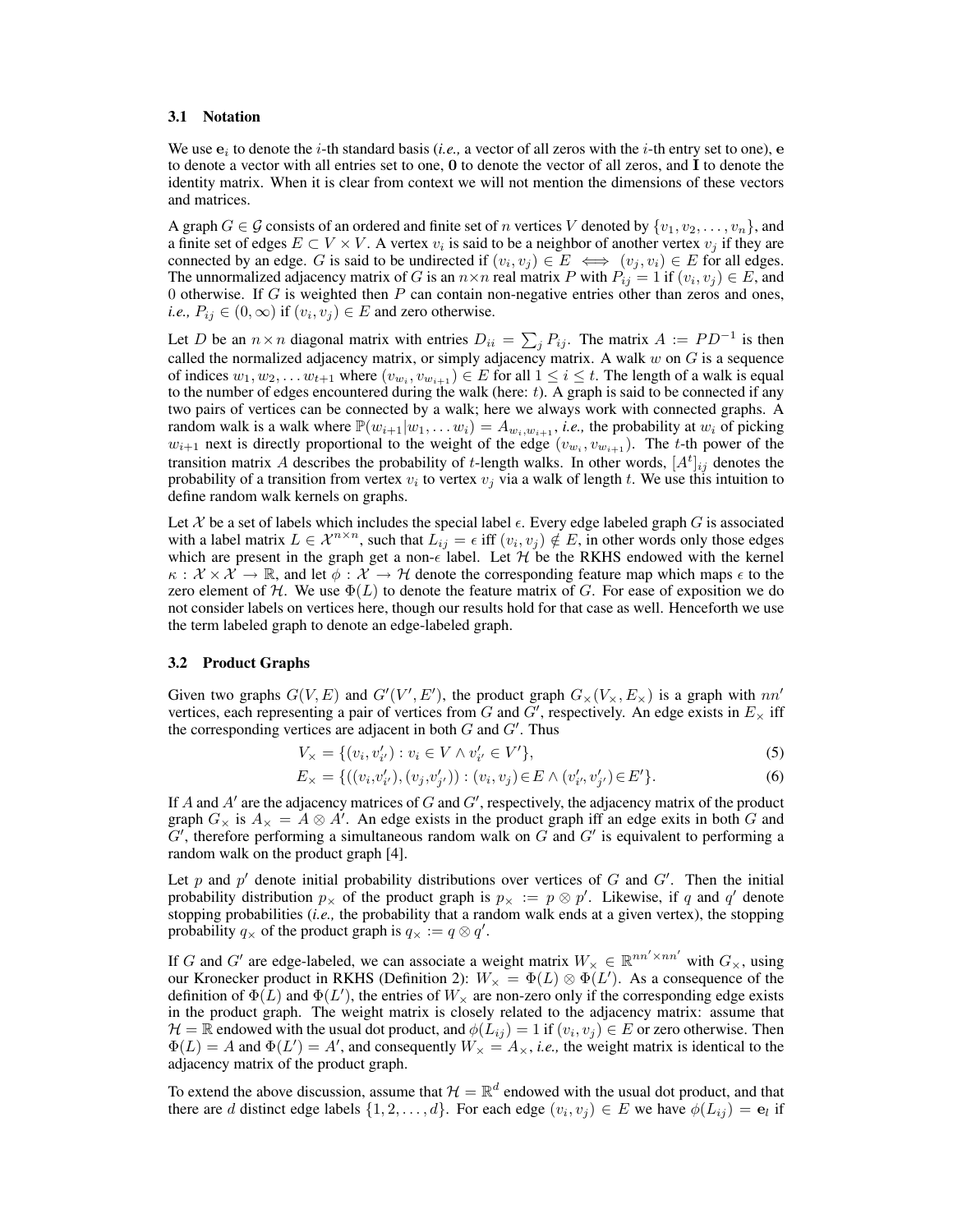### 3.1 Notation

We use $\mathbf{e}_i$ to denote the $i$-th standard basis (*i.e.,* a vector of all zeros with the $i$-th entry set to one), $\mathbf{e}$ to denote a vector with all entries set to one, $\mathbf{0}$ to denote the vector of all zeros, and $\mathbf{I}$ to denote the identity matrix. When it is clear from context we will not mention the dimensions of these vectors and matrices.

A graph $G \in \mathcal{G}$ consists of an ordered and finite set of $n$ vertices $V$ denoted by $\{v_1, v_2, \ldots, v_n\}$, and a finite set of edges $E \subset V \times V$. A vertex $v_i$ is said to be a neighbor of another vertex $v_j$ if they are connected by an edge. $G$ is said to be undirected if $(v_i, v_j) \in E \iff (v_j, v_i) \in E$ for all edges. The unnormalized adjacency matrix of $G$ is an $n \times n$ real matrix $P$ with $P_{ij} = 1$ if $(v_i, v_j) \in E$, and 0 otherwise. If $G$ is weighted then $P$ can contain non-negative entries other than zeros and ones, *i.e.,* $P_{ij} \in (0, \infty)$ if $(v_i, v_j) \in E$ and zero otherwise.

Let $D$ be an $n \times n$ diagonal matrix with entries $D_{ii} = \sum_j P_{ij}$. The matrix $A := PD^{-1}$ is then called the normalized adjacency matrix, or simply adjacency matrix. A walk $w$ on $G$ is a sequence of indices $w_1, w_2, \ldots w_{t+1}$ where $(v_{w_i}, v_{w_{i+1}}) \in E$ for all $1 \leq i \leq t$. The length of a walk is equal to the number of edges encountered during the walk (here: $t$). A graph is said to be connected if any two pairs of vertices can be connected by a walk; here we always work with connected graphs. A random walk is a walk where $\mathbb{P}(w_{i+1}|w_1, \ldots w_i) = A_{w_i, w_{i+1}}$, *i.e.,* the probability at $w_i$ of picking $w_{i+1}$ next is directly proportional to the weight of the edge $(v_{w_i}, v_{w_{i+1}})$. The $t$-th power of the transition matrix $A$ describes the probability of $t$-length walks. In other words, $[A^t]_{ij}$ denotes the probability of a transition from vertex $v_i$ to vertex $v_j$ via a walk of length $t$. We use this intuition to define random walk kernels on graphs.

Let $\mathcal{X}$ be a set of labels which includes the special label $\epsilon$. Every edge labeled graph $G$ is associated with a label matrix $L \in \mathcal{X}^{n \times n}$, such that $L_{ij} = \epsilon$ iff $(v_i, v_j) \notin E$, in other words only those edges which are present in the graph get a non-$\epsilon$ label. Let $\mathcal{H}$ be the RKHS endowed with the kernel $\kappa : \mathcal{X} \times \mathcal{X} \to \mathbb{R}$, and let $\phi : \mathcal{X} \to \mathcal{H}$ denote the corresponding feature map which maps $\epsilon$ to the zero element of $\mathcal{H}$. We use $\Phi(L)$ to denote the feature matrix of $G$. For ease of exposition we do not consider labels on vertices here, though our results hold for that case as well. Henceforth we use the term labeled graph to denote an edge-labeled graph.

### 3.2 Product Graphs

Given two graphs $G(V, E)$ and $G'(V', E')$, the product graph $G_\times(V_\times, E_\times)$ is a graph with $nn'$ vertices, each representing a pair of vertices from $G$ and $G'$, respectively. An edge exists in $E_\times$ iff the corresponding vertices are adjacent in both $G$ and $G'$. Thus

$$V_\times = \{(v_i, v'_{i'}) : v_i \in V \wedge v'_{i'} \in V'\}, \tag{5}$$

$$E_\times = \{((v_i, v'_{i'}), (v_j, v'_{j'})) : (v_i, v_j) \in E \wedge (v'_{i'}, v'_{j'}) \in E'\}. \tag{6}$$

If $A$ and $A'$ are the adjacency matrices of $G$ and $G'$, respectively, the adjacency matrix of the product graph $G_\times$ is $A_\times = A \otimes A'$. An edge exists in the product graph iff an edge exits in both $G$ and $G'$, therefore performing a simultaneous random walk on $G$ and $G'$ is equivalent to performing a random walk on the product graph [4].

Let $p$ and $p'$ denote initial probability distributions over vertices of $G$ and $G'$. Then the initial probability distribution $p_\times$ of the product graph is $p_\times := p \otimes p'$. Likewise, if $q$ and $q'$ denote stopping probabilities (*i.e.,* the probability that a random walk ends at a given vertex), the stopping probability $q_\times$ of the product graph is $q_\times := q \otimes q'$.

If $G$ and $G'$ are edge-labeled, we can associate a weight matrix $W_\times \in \mathbb{R}^{nn' \times nn'}$ with $G_\times$, using our Kronecker product in RKHS (Definition 2): $W_\times = \Phi(L) \otimes \Phi(L')$. As a consequence of the definition of $\Phi(L)$ and $\Phi(L')$, the entries of $W_\times$ are non-zero only if the corresponding edge exists in the product graph. The weight matrix is closely related to the adjacency matrix: assume that $\mathcal{H} = \mathbb{R}$ endowed with the usual dot product, and $\phi(L_{ij}) = 1$ if $(v_i, v_j) \in E$ or zero otherwise. Then $\Phi(L) = A$ and $\Phi(L') = A'$, and consequently $W_\times = A_\times$, *i.e.,* the weight matrix is identical to the adjacency matrix of the product graph.

To extend the above discussion, assume that $\mathcal{H} = \mathbb{R}^d$ endowed with the usual dot product, and that there are $d$ distinct edge labels $\{1, 2, \ldots, d\}$. For each edge $(v_i, v_j) \in E$ we have $\phi(L_{ij}) = \mathbf{e}_l$ if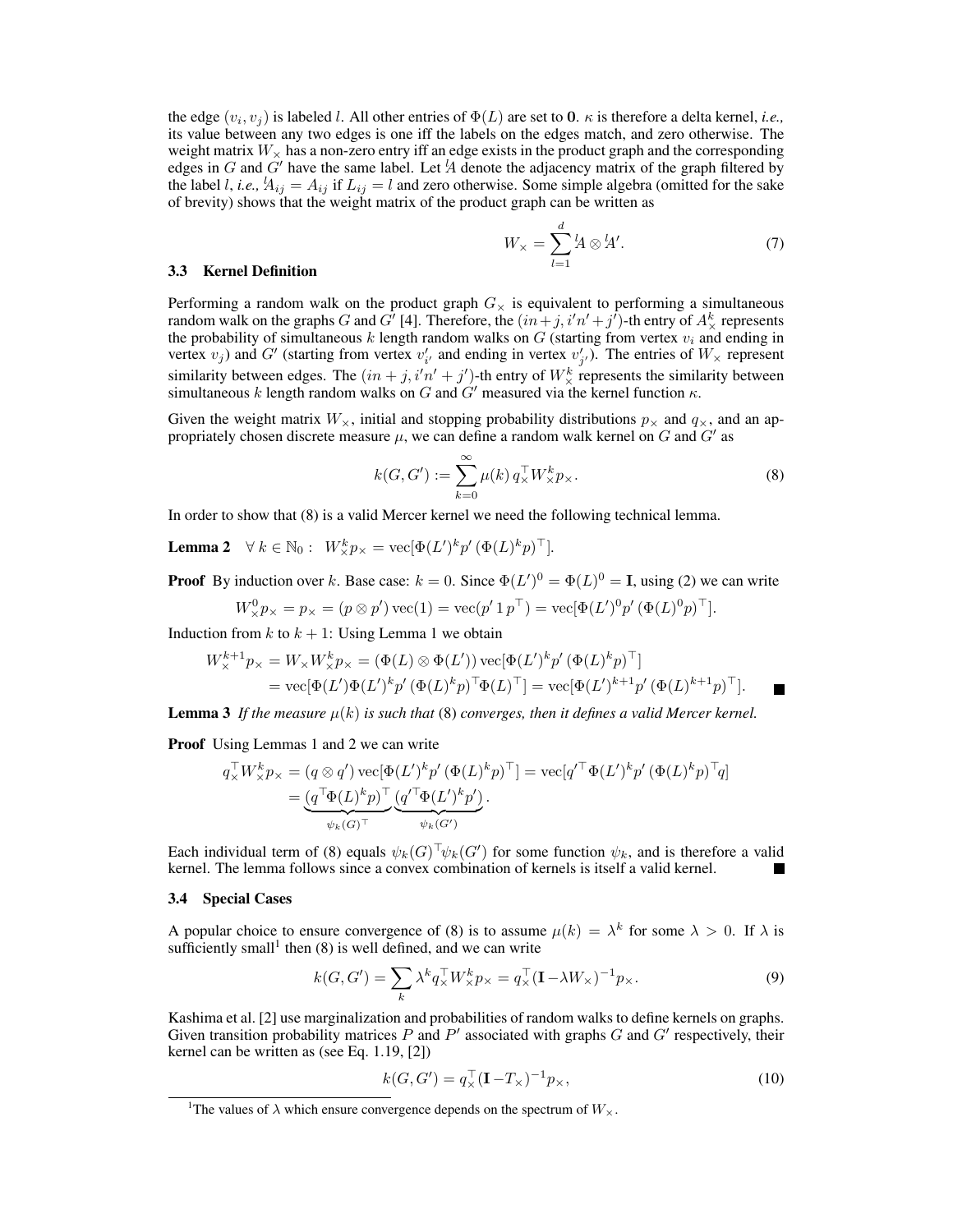the edge $(v_i, v_j)$ is labeled $l$. All other entries of $\Phi(L)$ are set to $\mathbf{0}$. $\kappa$ is therefore a delta kernel, *i.e.,* its value between any two edges is one iff the labels on the edges match, and zero otherwise. The weight matrix $W_\times$ has a non-zero entry iff an edge exists in the product graph and the corresponding edges in $G$ and $G'$ have the same label. Let ${}^l\!A$ denote the adjacency matrix of the graph filtered by the label $l$, *i.e.,* ${}^l\!A_{ij} = A_{ij}$ if $L_{ij} = l$ and zero otherwise. Some simple algebra (omitted for the sake of brevity) shows that the weight matrix of the product graph can be written as

$$W_\times = \sum_{l=1}^{d} {}^l\!A \otimes {}^l\!A'. \tag{7}$$

### 3.3 Kernel Definition

Performing a random walk on the product graph $G_\times$ is equivalent to performing a simultaneous random walk on the graphs $G$ and $G'$ [4]. Therefore, the $(in+j, i'n'+j')$-th entry of $A_\times^k$ represents the probability of simultaneous $k$ length random walks on $G$ (starting from vertex $v_i$ and ending in vertex $v_j$) and $G'$ (starting from vertex $v'_{i'}$ and ending in vertex $v'_{j'}$). The entries of $W_\times$ represent similarity between edges. The $(in+j, i'n'+j')$-th entry of $W_\times^k$ represents the similarity between simultaneous $k$ length random walks on $G$ and $G'$ measured via the kernel function $\kappa$.

Given the weight matrix $W_\times$, initial and stopping probability distributions $p_\times$ and $q_\times$, and an appropriately chosen discrete measure $\mu$, we can define a random walk kernel on $G$ and $G'$ as

$$k(G, G') := \sum_{k=0}^{\infty} \mu(k)\, q_\times^\top W_\times^k p_\times. \tag{8}$$

In order to show that (8) is a valid Mercer kernel we need the following technical lemma.

**Lemma 2** $\forall\, k \in \mathbb{N}_0 : \;\; W_\times^k p_\times = \operatorname{vec}[\Phi(L')^k p' \,(\Phi(L)^k p)^\top]$.

**Proof** By induction over $k$. Base case: $k = 0$. Since $\Phi(L')^0 = \Phi(L)^0 = \mathbf{I}$, using (2) we can write

$$W_\times^0 p_\times = p_\times = (p \otimes p') \operatorname{vec}(1) = \operatorname{vec}(p'\, 1\, p^\top) = \operatorname{vec}[\Phi(L')^0 p' \,(\Phi(L)^0 p)^\top].$$

Induction from $k$ to $k+1$: Using Lemma 1 we obtain

$$\begin{aligned} W_\times^{k+1} p_\times = W_\times W_\times^k p_\times &= (\Phi(L) \otimes \Phi(L')) \operatorname{vec}[\Phi(L')^k p' \,(\Phi(L)^k p)^\top] \\ &= \operatorname{vec}[\Phi(L')\Phi(L')^k p' \,(\Phi(L)^k p)^\top \Phi(L)^\top] = \operatorname{vec}[\Phi(L')^{k+1} p' \,(\Phi(L)^{k+1} p)^\top]. \end{aligned}$$

■

**Lemma 3** *If the measure $\mu(k)$ is such that (8) converges, then it defines a valid Mercer kernel.*

**Proof** Using Lemmas 1 and 2 we can write

$$\begin{aligned} q_\times^\top W_\times^k p_\times &= (q \otimes q') \operatorname{vec}[\Phi(L')^k p' \,(\Phi(L)^k p)^\top] = \operatorname{vec}[q'^\top \Phi(L')^k p' \,(\Phi(L)^k p)^\top q] \\ &= \underbrace{(q^\top \Phi(L)^k p)^\top}_{\psi_k(G)^\top} \underbrace{(q'^\top \Phi(L')^k p')}_{\psi_k(G')}. \end{aligned}$$

Each individual term of (8) equals $\psi_k(G)^\top \psi_k(G')$ for some function $\psi_k$, and is therefore a valid kernel. The lemma follows since a convex combination of kernels is itself a valid kernel. ■

### 3.4 Special Cases

A popular choice to ensure convergence of (8) is to assume $\mu(k) = \lambda^k$ for some $\lambda > 0$. If $\lambda$ is sufficiently small[1] then (8) is well defined, and we can write

$$k(G, G') = \sum_k \lambda^k q_\times^\top W_\times^k p_\times = q_\times^\top (\mathbf{I} - \lambda W_\times)^{-1} p_\times. \tag{9}$$

Kashima et al. [2] use marginalization and probabilities of random walks to define kernels on graphs. Given transition probability matrices $P$ and $P'$ associated with graphs $G$ and $G'$ respectively, their kernel can be written as (see Eq. 1.19, [2])

$$k(G, G') = q_\times^\top (\mathbf{I} - T_\times)^{-1} p_\times, \tag{10}$$

[1] The values of $\lambda$ which ensure convergence depends on the spectrum of $W_\times$.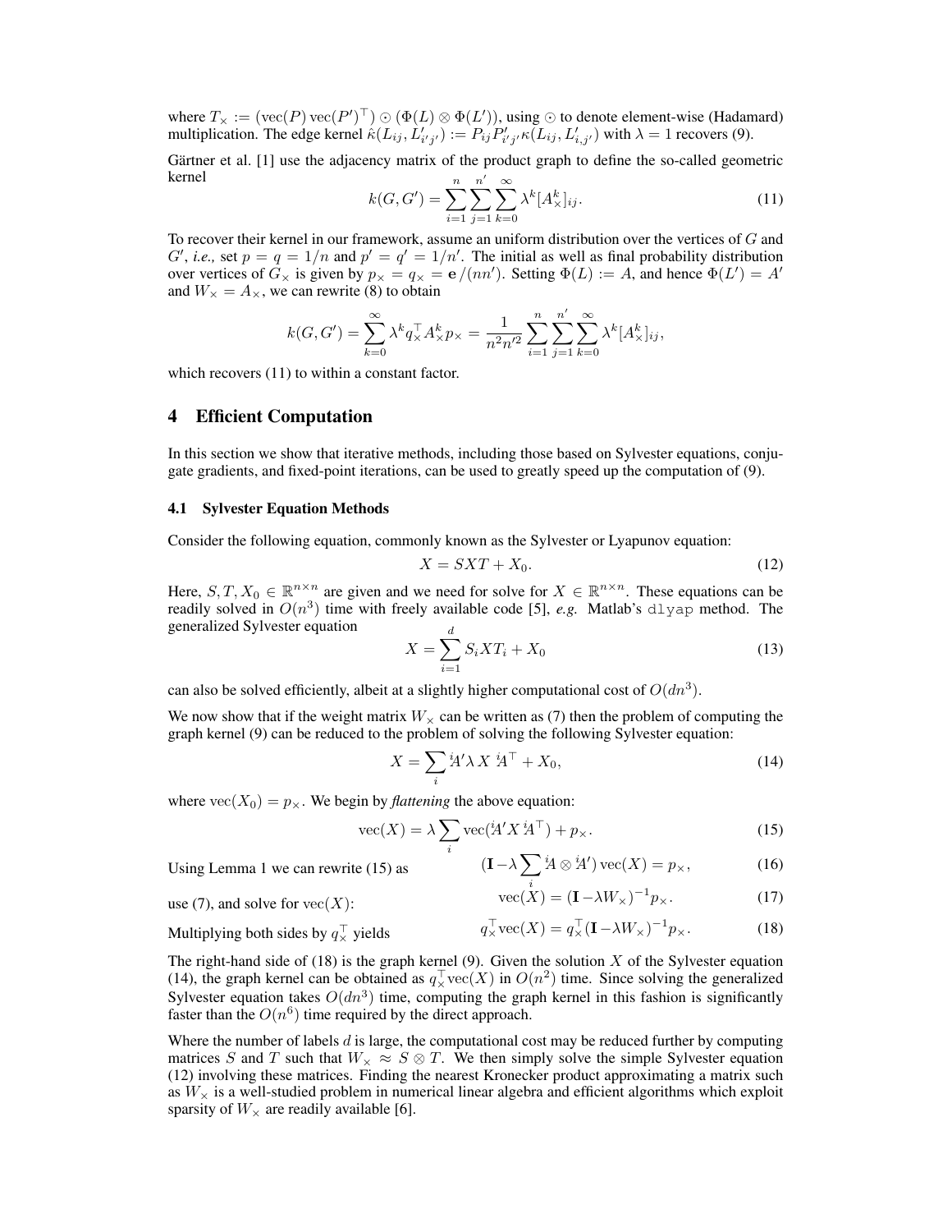where $T_\times := (\mathrm{vec}(P)\,\mathrm{vec}(P')^\top) \odot (\Phi(L) \otimes \Phi(L'))$, using $\odot$ to denote element-wise (Hadamard) multiplication. The edge kernel $\hat{\kappa}(L_{ij}, L'_{i'j'}) := P_{ij} P'_{i'j'} \kappa(L_{ij}, L'_{i,j'})$ with $\lambda = 1$ recovers (9).

Gärtner et al. [1] use the adjacency matrix of the product graph to define the so-called geometric kernel

$$k(G, G') = \sum_{i=1}^{n} \sum_{j=1}^{n'} \sum_{k=0}^{\infty} \lambda^k [A_\times^k]_{ij}. \tag{11}$$

To recover their kernel in our framework, assume an uniform distribution over the vertices of $G$ and $G'$, *i.e.,* set $p = q = 1/n$ and $p' = q' = 1/n'$. The initial as well as final probability distribution over vertices of $G_\times$ is given by $p_\times = q_\times = \mathbf{e}\,/(nn')$. Setting $\Phi(L) := A$, and hence $\Phi(L') = A'$ and $W_\times = A_\times$, we can rewrite (8) to obtain

$$k(G, G') = \sum_{k=0}^{\infty} \lambda^k q_\times^\top A_\times^k p_\times = \frac{1}{n^2 n'^2} \sum_{i=1}^{n} \sum_{j=1}^{n'} \sum_{k=0}^{\infty} \lambda^k [A_\times^k]_{ij},$$

which recovers (11) to within a constant factor.

## 4 Efficient Computation

In this section we show that iterative methods, including those based on Sylvester equations, conjugate gradients, and fixed-point iterations, can be used to greatly speed up the computation of (9).

### 4.1 Sylvester Equation Methods

Consider the following equation, commonly known as the Sylvester or Lyapunov equation:

$$X = SXT + X_0. \tag{12}$$

Here, $S, T, X_0 \in \mathbb{R}^{n \times n}$ are given and we need for solve for $X \in \mathbb{R}^{n \times n}$. These equations can be readily solved in $O(n^3)$ time with freely available code [5], *e.g.* Matlab's `dlyap` method. The generalized Sylvester equation

$$X = \sum_{i=1}^{d} S_i X T_i + X_0 \tag{13}$$

can also be solved efficiently, albeit at a slightly higher computational cost of $O(dn^3)$.

We now show that if the weight matrix $W_\times$ can be written as (7) then the problem of computing the graph kernel (9) can be reduced to the problem of solving the following Sylvester equation:

$$X = \sum_i {}^i\!A' \lambda X \, {}^i\!A^\top + X_0, \tag{14}$$

where $\mathrm{vec}(X_0) = p_\times$. We begin by *flattening* the above equation:

$$\mathrm{vec}(X) = \lambda \sum_i \mathrm{vec}({}^i\!A' X \, {}^i\!A^\top) + p_\times. \tag{15}$$

Using Lemma 1 we can rewrite (15) as

$$(\mathbf{I} - \lambda \sum_i {}^i\!A \otimes {}^i\!A')\,\mathrm{vec}(X) = p_\times, \tag{16}$$

use (7), and solve for $\mathrm{vec}(X)$:

$$\mathrm{vec}(X) = (\mathbf{I} - \lambda W_\times)^{-1} p_\times. \tag{17}$$

Multiplying both sides by $q_\times^\top$ yields

$$q_\times^\top \mathrm{vec}(X) = q_\times^\top (\mathbf{I} - \lambda W_\times)^{-1} p_\times. \tag{18}$$

The right-hand side of (18) is the graph kernel (9). Given the solution $X$ of the Sylvester equation (14), the graph kernel can be obtained as $q_\times^\top \mathrm{vec}(X)$ in $O(n^2)$ time. Since solving the generalized Sylvester equation takes $O(dn^3)$ time, computing the graph kernel in this fashion is significantly faster than the $O(n^6)$ time required by the direct approach.

Where the number of labels $d$ is large, the computational cost may be reduced further by computing matrices $S$ and $T$ such that $W_\times \approx S \otimes T$. We then simply solve the simple Sylvester equation (12) involving these matrices. Finding the nearest Kronecker product approximating a matrix such as $W_\times$ is a well-studied problem in numerical linear algebra and efficient algorithms which exploit sparsity of $W_\times$ are readily available [6].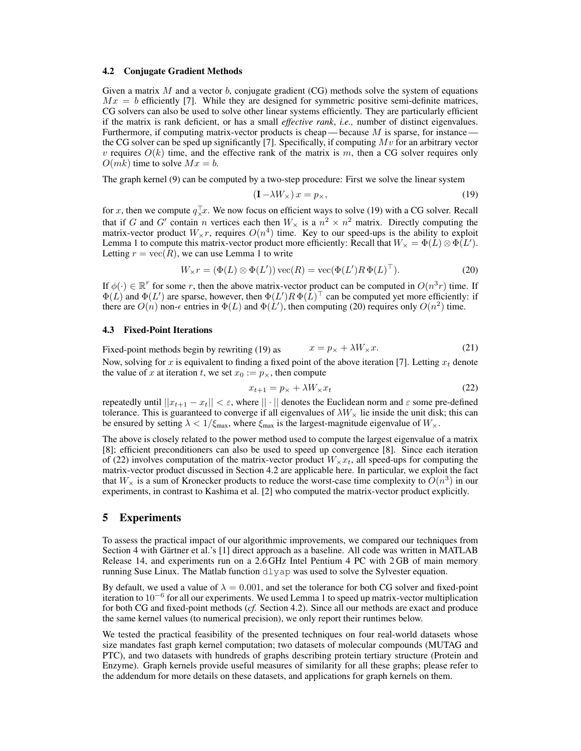### 4.2 Conjugate Gradient Methods

Given a matrix $M$ and a vector $b$, conjugate gradient (CG) methods solve the system of equations $Mx = b$ efficiently [7]. While they are designed for symmetric positive semi-definite matrices, CG solvers can also be used to solve other linear systems efficiently. They are particularly efficient if the matrix is rank deficient, or has a small *effective rank*, *i.e.,* number of distinct eigenvalues. Furthermore, if computing matrix-vector products is cheap — because $M$ is sparse, for instance — the CG solver can be sped up significantly [7]. Specifically, if computing $Mv$ for an arbitrary vector $v$ requires $O(k)$ time, and the effective rank of the matrix is $m$, then a CG solver requires only $O(mk)$ time to solve $Mx = b$.

The graph kernel (9) can be computed by a two-step procedure: First we solve the linear system

$$(\mathbf{I} - \lambda W_\times)\, x = p_\times, \tag{19}$$

for $x$, then we compute $q_\times^\top x$. We now focus on efficient ways to solve (19) with a CG solver. Recall that if $G$ and $G'$ contain $n$ vertices each then $W_\times$ is a $n^2 \times n^2$ matrix. Directly computing the matrix-vector product $W_\times r$, requires $O(n^4)$ time. Key to our speed-ups is the ability to exploit Lemma 1 to compute this matrix-vector product more efficiently: Recall that $W_\times = \Phi(L) \otimes \Phi(L')$. Letting $r = \operatorname{vec}(R)$, we can use Lemma 1 to write

$$W_\times r = (\Phi(L) \otimes \Phi(L'))\operatorname{vec}(R) = \operatorname{vec}(\Phi(L') R\, \Phi(L)^\top). \tag{20}$$

If $\phi(\cdot) \in \mathbb{R}^r$ for some $r$, then the above matrix-vector product can be computed in $O(n^3 r)$ time. If $\Phi(L)$ and $\Phi(L')$ are sparse, however, then $\Phi(L') R\, \Phi(L)^\top$ can be computed yet more efficiently: if there are $O(n)$ non-$\epsilon$ entries in $\Phi(L)$ and $\Phi(L')$, then computing (20) requires only $O(n^2)$ time.

### 4.3 Fixed-Point Iterations

Fixed-point methods begin by rewriting (19) as

$$x = p_\times + \lambda W_\times x. \tag{21}$$

Now, solving for $x$ is equivalent to finding a fixed point of the above iteration [7]. Letting $x_t$ denote the value of $x$ at iteration $t$, we set $x_0 := p_\times$, then compute

$$x_{t+1} = p_\times + \lambda W_\times x_t \tag{22}$$

repeatedly until $||x_{t+1} - x_t|| < \varepsilon$, where $|| \cdot ||$ denotes the Euclidean norm and $\varepsilon$ some pre-defined tolerance. This is guaranteed to converge if all eigenvalues of $\lambda W_\times$ lie inside the unit disk; this can be ensured by setting $\lambda < 1/\xi_{\text{max}}$, where $\xi_{\text{max}}$ is the largest-magnitude eigenvalue of $W_\times$.

The above is closely related to the power method used to compute the largest eigenvalue of a matrix [8]; efficient preconditioners can also be used to speed up convergence [8]. Since each iteration of (22) involves computation of the matrix-vector product $W_\times x_t$, all speed-ups for computing the matrix-vector product discussed in Section 4.2 are applicable here. In particular, we exploit the fact that $W_\times$ is a sum of Kronecker products to reduce the worst-case time complexity to $O(n^3)$ in our experiments, in contrast to Kashima et al. [2] who computed the matrix-vector product explicitly.

## 5 Experiments

To assess the practical impact of our algorithmic improvements, we compared our techniques from Section 4 with Gärtner et al.'s [1] direct approach as a baseline. All code was written in MATLAB Release 14, and experiments run on a 2.6 GHz Intel Pentium 4 PC with 2 GB of main memory running Suse Linux. The Matlab function `dlyap` was used to solve the Sylvester equation.

By default, we used a value of $\lambda = 0.001$, and set the tolerance for both CG solver and fixed-point iteration to $10^{-6}$ for all our experiments. We used Lemma 1 to speed up matrix-vector multiplication for both CG and fixed-point methods (*cf.* Section 4.2). Since all our methods are exact and produce the same kernel values (to numerical precision), we only report their runtimes below.

We tested the practical feasibility of the presented techniques on four real-world datasets whose size mandates fast graph kernel computation; two datasets of molecular compounds (MUTAG and PTC), and two datasets with hundreds of graphs describing protein tertiary structure (Protein and Enzyme). Graph kernels provide useful measures of similarity for all these graphs; please refer to the addendum for more details on these datasets, and applications for graph kernels on them.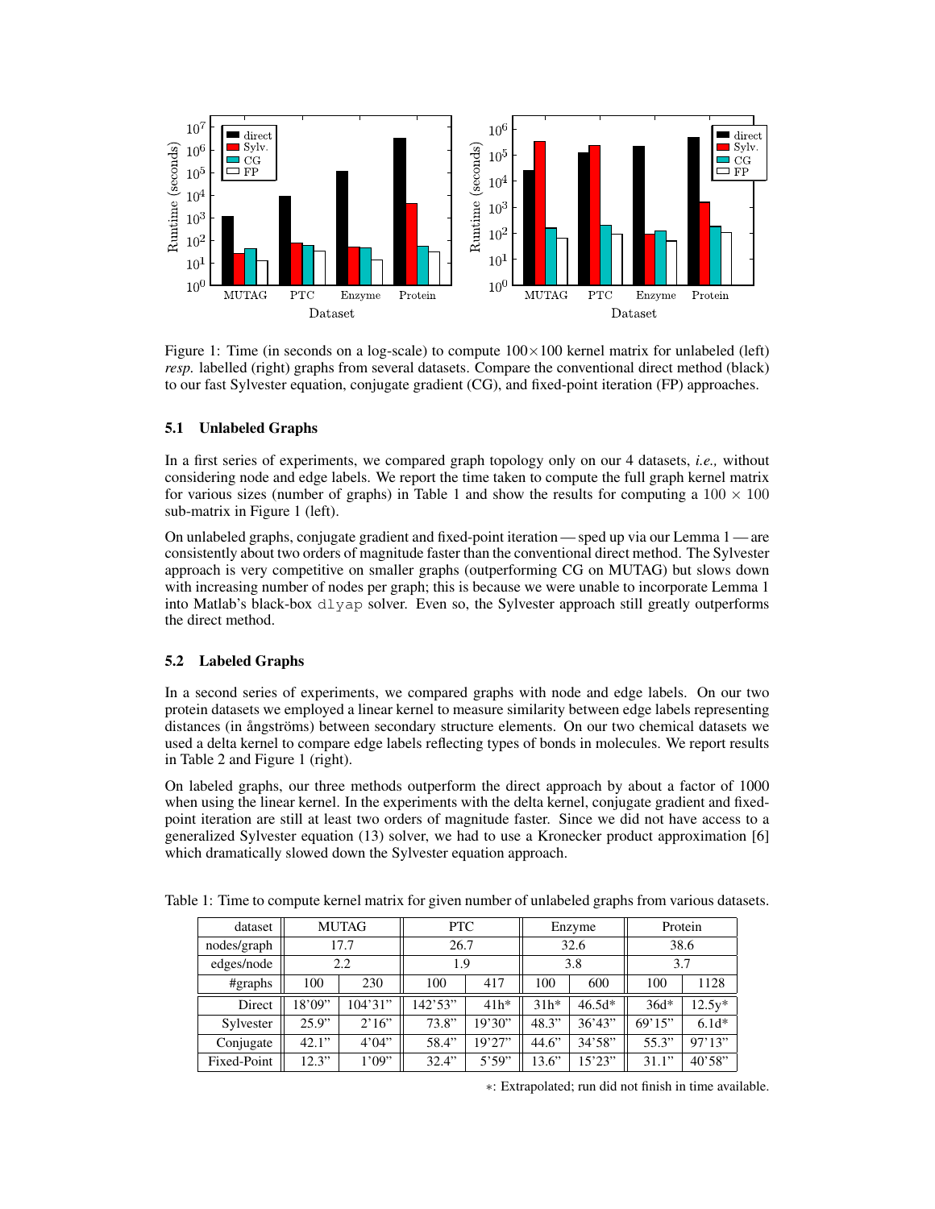Figure 1: Time (in seconds on a log-scale) to compute $100 \times 100$ kernel matrix for unlabeled (left) *resp.* labelled (right) graphs from several datasets. Compare the conventional direct method (black) to our fast Sylvester equation, conjugate gradient (CG), and fixed-point iteration (FP) approaches.

### 5.1 Unlabeled Graphs

In a first series of experiments, we compared graph topology only on our 4 datasets, *i.e.,* without considering node and edge labels. We report the time taken to compute the full graph kernel matrix for various sizes (number of graphs) in Table 1 and show the results for computing a $100 \times 100$ sub-matrix in Figure 1 (left).

On unlabeled graphs, conjugate gradient and fixed-point iteration — sped up via our Lemma 1 — are consistently about two orders of magnitude faster than the conventional direct method. The Sylvester approach is very competitive on smaller graphs (outperforming CG on MUTAG) but slows down with increasing number of nodes per graph; this is because we were unable to incorporate Lemma 1 into Matlab's black-box `dlyap` solver. Even so, the Sylvester approach still greatly outperforms the direct method.

### 5.2 Labeled Graphs

In a second series of experiments, we compared graphs with node and edge labels. On our two protein datasets we employed a linear kernel to measure similarity between edge labels representing distances (in ångströms) between secondary structure elements. On our two chemical datasets we used a delta kernel to compare edge labels reflecting types of bonds in molecules. We report results in Table 2 and Figure 1 (right).

On labeled graphs, our three methods outperform the direct approach by about a factor of 1000 when using the linear kernel. In the experiments with the delta kernel, conjugate gradient and fixed-point iteration are still at least two orders of magnitude faster. Since we did not have access to a generalized Sylvester equation (13) solver, we had to use a Kronecker product approximation [6] which dramatically slowed down the Sylvester equation approach.

Table 1: Time to compute kernel matrix for given number of unlabeled graphs from various datasets.

| dataset | MUTAG | | PTC | | Enzyme | | Protein | |
|---|---|---|---|---|---|---|---|---|
| nodes/graph | 17.7 | | 26.7 | | 32.6 | | 38.6 | |
| edges/node | 2.2 | | 1.9 | | 3.8 | | 3.7 | |
| #graphs | 100 | 230 | 100 | 417 | 100 | 600 | 100 | 1128 |
| Direct | 18'09" | 104'31" | 142'53" | 41h* | 31h* | 46.5d* | 36d* | 12.5y* |
| Sylvester | 25.9" | 2'16" | 73.8" | 19'30" | 48.3" | 36'43" | 69'15" | 6.1d* |
| Conjugate | 42.1" | 4'04" | 58.4" | 19'27" | 44.6" | 34'58" | 55.3" | 97'13" |
| Fixed-Point | 12.3" | 1'09" | 32.4" | 5'59" | 13.6" | 15'23" | 31.1" | 40'58" |

*: Extrapolated; run did not finish in time available.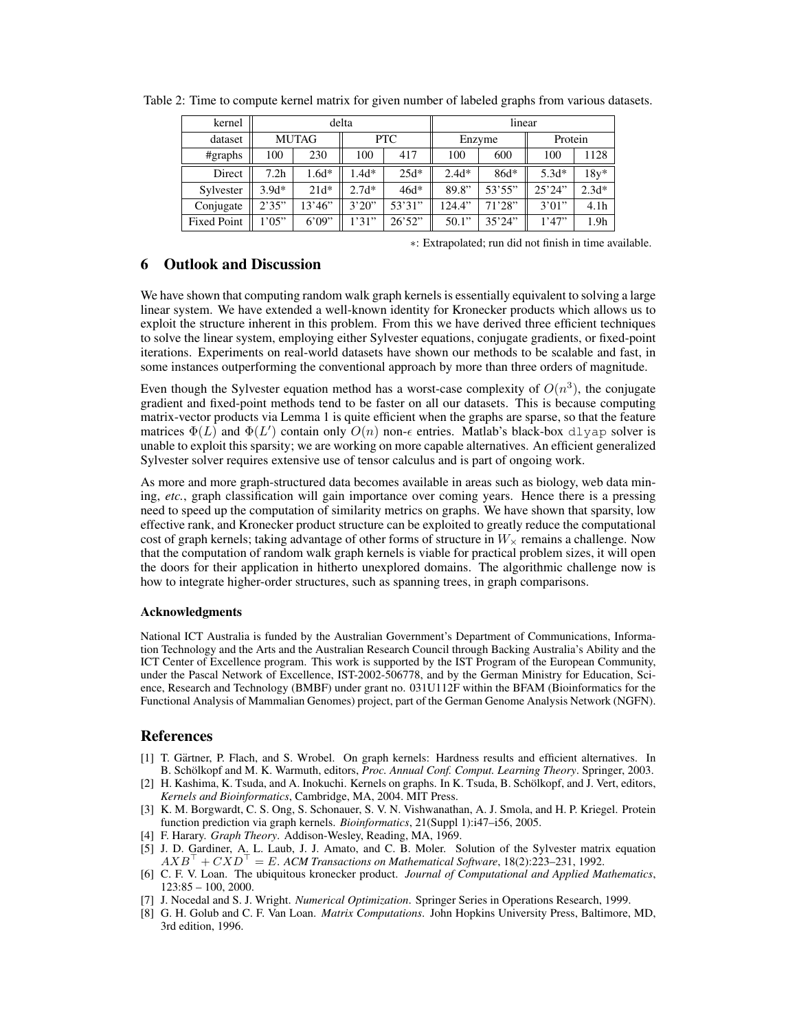Table 2: Time to compute kernel matrix for given number of labeled graphs from various datasets.

| kernel | delta | | | | linear | | | |
|---|---|---|---|---|---|---|---|---|
| dataset | MUTAG | | PTC | | Enzyme | | Protein | |
| #graphs | 100 | 230 | 100 | 417 | 100 | 600 | 100 | 1128 |
| Direct | 7.2h | 1.6d* | 1.4d* | 25d* | 2.4d* | 86d* | 5.3d* | 18y* |
| Sylvester | 3.9d* | 21d* | 2.7d* | 46d* | 89.8" | 53'55" | 25'24" | 2.3d* |
| Conjugate | 2'35" | 13'46" | 3'20" | 53'31" | 124.4" | 71'28" | 3'01" | 4.1h |
| Fixed Point | 1'05" | 6'09" | 1'31" | 26'52" | 50.1" | 35'24" | 1'47" | 1.9h |

∗: Extrapolated; run did not finish in time available.

# 6 Outlook and Discussion

We have shown that computing random walk graph kernels is essentially equivalent to solving a large linear system. We have extended a well-known identity for Kronecker products which allows us to exploit the structure inherent in this problem. From this we have derived three efficient techniques to solve the linear system, employing either Sylvester equations, conjugate gradients, or fixed-point iterations. Experiments on real-world datasets have shown our methods to be scalable and fast, in some instances outperforming the conventional approach by more than three orders of magnitude.

Even though the Sylvester equation method has a worst-case complexity of $O(n^3)$, the conjugate gradient and fixed-point methods tend to be faster on all our datasets. This is because computing matrix-vector products via Lemma 1 is quite efficient when the graphs are sparse, so that the feature matrices $\Phi(L)$ and $\Phi(L')$ contain only $O(n)$ non-$\epsilon$ entries. Matlab's black-box `dlyap` solver is unable to exploit this sparsity; we are working on more capable alternatives. An efficient generalized Sylvester solver requires extensive use of tensor calculus and is part of ongoing work.

As more and more graph-structured data becomes available in areas such as biology, web data mining, *etc.*, graph classification will gain importance over coming years. Hence there is a pressing need to speed up the computation of similarity metrics on graphs. We have shown that sparsity, low effective rank, and Kronecker product structure can be exploited to greatly reduce the computational cost of graph kernels; taking advantage of other forms of structure in $W_\times$ remains a challenge. Now that the computation of random walk graph kernels is viable for practical problem sizes, it will open the doors for their application in hitherto unexplored domains. The algorithmic challenge now is how to integrate higher-order structures, such as spanning trees, in graph comparisons.

### Acknowledgments

National ICT Australia is funded by the Australian Government's Department of Communications, Information Technology and the Arts and the Australian Research Council through Backing Australia's Ability and the ICT Center of Excellence program. This work is supported by the IST Program of the European Community, under the Pascal Network of Excellence, IST-2002-506778, and by the German Ministry for Education, Science, Research and Technology (BMBF) under grant no. 031U112F within the BFAM (Bioinformatics for the Functional Analysis of Mammalian Genomes) project, part of the German Genome Analysis Network (NGFN).

# References

[1] T. Gärtner, P. Flach, and S. Wrobel. On graph kernels: Hardness results and efficient alternatives. In B. Schölkopf and M. K. Warmuth, editors, *Proc. Annual Conf. Comput. Learning Theory*. Springer, 2003.

[2] H. Kashima, K. Tsuda, and A. Inokuchi. Kernels on graphs. In K. Tsuda, B. Schölkopf, and J. Vert, editors, *Kernels and Bioinformatics*, Cambridge, MA, 2004. MIT Press.

[3] K. M. Borgwardt, C. S. Ong, S. Schonauer, S. V. N. Vishwanathan, A. J. Smola, and H. P. Kriegel. Protein function prediction via graph kernels. *Bioinformatics*, 21(Suppl 1):i47–i56, 2005.

[4] F. Harary. *Graph Theory*. Addison-Wesley, Reading, MA, 1969.

[5] J. D. Gardiner, A. L. Laub, J. J. Amato, and C. B. Moler. Solution of the Sylvester matrix equation $AXB^\top + CXD^\top = E$. *ACM Transactions on Mathematical Software*, 18(2):223–231, 1992.

[6] C. F. V. Loan. The ubiquitous kronecker product. *Journal of Computational and Applied Mathematics*, 123:85 – 100, 2000.

[7] J. Nocedal and S. J. Wright. *Numerical Optimization*. Springer Series in Operations Research, 1999.

[8] G. H. Golub and C. F. Van Loan. *Matrix Computations*. John Hopkins University Press, Baltimore, MD, 3rd edition, 1996.